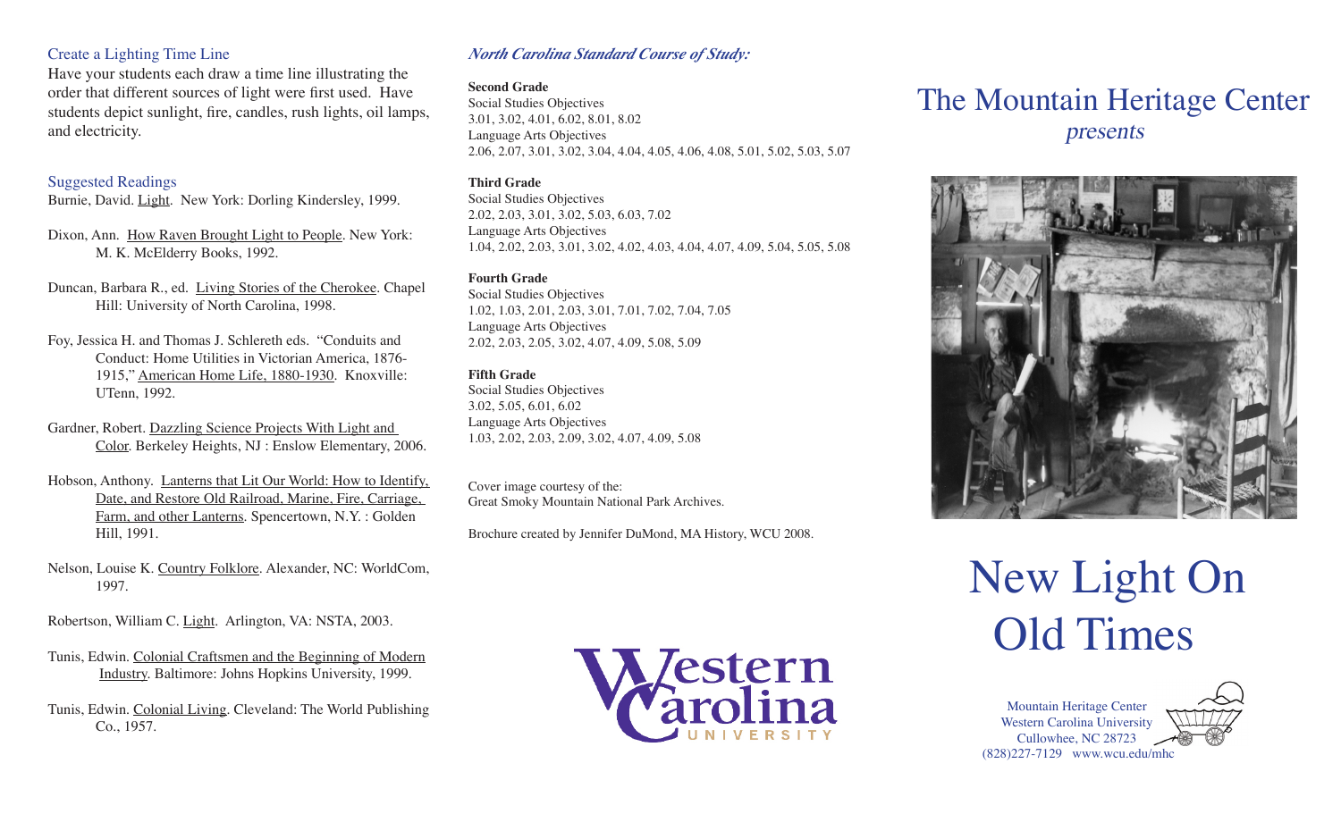### Create a Lighting Time Line

Have your students each draw a time line illustrating the order that different sources of light were first used. Have students depict sunlight, fire, candles, rush lights, oil lamps, and electricity.

### Suggested Readings

Burnie, David. Light. New York: Dorling Kindersley, 1999.

Dixon, Ann. How Raven Brought Light to People. New York: M. K. McElderry Books, 1992.

Duncan, Barbara R., ed. Living Stories of the Cherokee. Chapel Hill: University of North Carolina, 1998.

Foy, Jessica H. and Thomas J. Schlereth eds. "Conduits and Conduct: Home Utilities in Victorian America, 1876-1915," American Home Life, 1880-1930. Knoxville: UTenn, 1992.

Gardner, Robert. Dazzling Science Projects With Light and Color. Berkeley Heights, NJ : Enslow Elementary, 2006.

Hobson, Anthony. Lanterns that Lit Our World: How to Identify, Date, and Restore Old Railroad, Marine, Fire, Carriage, Farm, and other Lanterns. Spencertown, N.Y. : Golden Hill, 1991.

Nelson, Louise K. Country Folklore. Alexander, NC: WorldCom, 1997.

Robertson, William C. Light. Arlington, VA: NSTA, 2003.

Tunis, Edwin. Colonial Craftsmen and the Beginning of Modern Industry. Baltimore: Johns Hopkins University, 1999.

Tunis, Edwin. Colonial Living. Cleveland: The World Publishing Co., 1957.

### *North Carolina Standard Course of Study:*

**Second Grade**
Social Studies Objectives
3.01, 3.02, 4.01, 6.02, 8.01, 8.02
Language Arts Objectives
2.06, 2.07, 3.01, 3.02, 3.04, 4.04, 4.05, 4.06, 4.08, 5.01, 5.02, 5.03, 5.07

**Third Grade**
Social Studies Objectives
2.02, 2.03, 3.01, 3.02, 5.03, 6.03, 7.02
Language Arts Objectives
1.04, 2.02, 2.03, 3.01, 3.02, 4.02, 4.03, 4.04, 4.07, 4.09, 5.04, 5.05, 5.08

**Fourth Grade**
Social Studies Objectives
1.02, 1.03, 2.01, 2.03, 3.01, 7.01, 7.02, 7.04, 7.05
Language Arts Objectives
2.02, 2.03, 2.05, 3.02, 4.07, 4.09, 5.08, 5.09

**Fifth Grade**
Social Studies Objectives
3.02, 5.05, 6.01, 6.02
Language Arts Objectives
1.03, 2.02, 2.03, 2.09, 3.02, 4.07, 4.09, 5.08

Cover image courtesy of the:
Great Smoky Mountain National Park Archives.

Brochure created by Jennifer DuMond, MA History, WCU 2008.

Western Carolina University

## The Mountain Heritage Center
*presents*

# New Light On Old Times

Mountain Heritage Center
Western Carolina University
Cullowhee, NC 28723
(828)227-7129 www.wcu.edu/mhc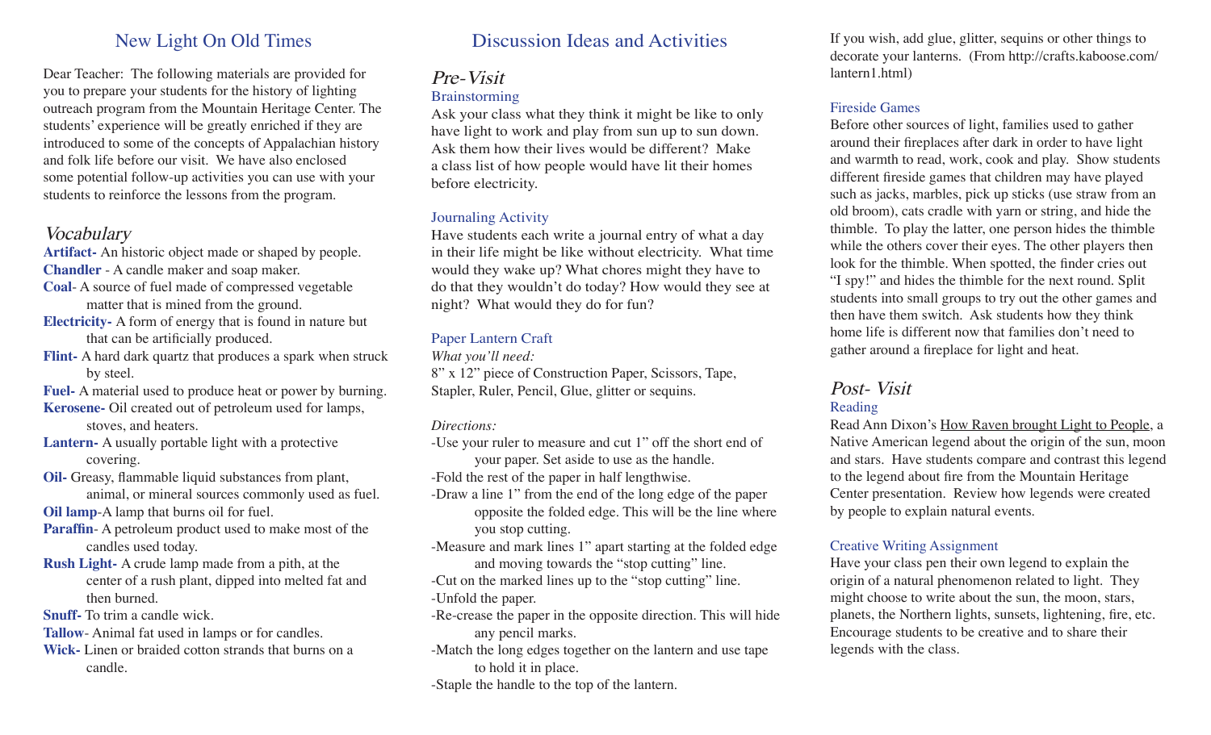## New Light On Old Times

Dear Teacher: The following materials are provided for you to prepare your students for the history of lighting outreach program from the Mountain Heritage Center. The students' experience will be greatly enriched if they are introduced to some of the concepts of Appalachian history and folk life before our visit. We have also enclosed some potential follow-up activities you can use with your students to reinforce the lessons from the program.

### *Vocabulary*

**Artifact-** An historic object made or shaped by people.
**Chandler** - A candle maker and soap maker.
**Coal**- A source of fuel made of compressed vegetable matter that is mined from the ground.
**Electricity-** A form of energy that is found in nature but that can be artificially produced.
**Flint-** A hard dark quartz that produces a spark when struck by steel.
**Fuel-** A material used to produce heat or power by burning.
**Kerosene-** Oil created out of petroleum used for lamps, stoves, and heaters.
**Lantern-** A usually portable light with a protective covering.
**Oil-** Greasy, flammable liquid substances from plant, animal, or mineral sources commonly used as fuel.
**Oil lamp**-A lamp that burns oil for fuel.
**Paraffin**- A petroleum product used to make most of the candles used today.
**Rush Light-** A crude lamp made from a pith, at the center of a rush plant, dipped into melted fat and then burned.
**Snuff-** To trim a candle wick.
**Tallow**- Animal fat used in lamps or for candles.
**Wick-** Linen or braided cotton strands that burns on a candle.

## Discussion Ideas and Activities

### *Pre-Visit*

#### Brainstorming

Ask your class what they think it might be like to only have light to work and play from sun up to sun down. Ask them how their lives would be different? Make a class list of how people would have lit their homes before electricity.

#### Journaling Activity

Have students each write a journal entry of what a day in their life might be like without electricity. What time would they wake up? What chores might they have to do that they wouldn't do today? How would they see at night? What would they do for fun?

#### Paper Lantern Craft

*What you'll need:*
8" x 12" piece of Construction Paper, Scissors, Tape, Stapler, Ruler, Pencil, Glue, glitter or sequins.

*Directions:*

- Use your ruler to measure and cut 1" off the short end of your paper. Set aside to use as the handle.
- Fold the rest of the paper in half lengthwise.
- Draw a line 1" from the end of the long edge of the paper opposite the folded edge. This will be the line where you stop cutting.
- Measure and mark lines 1" apart starting at the folded edge and moving towards the "stop cutting" line.
- Cut on the marked lines up to the "stop cutting" line.
- Unfold the paper.
- Re-crease the paper in the opposite direction. This will hide any pencil marks.
- Match the long edges together on the lantern and use tape to hold it in place.
- Staple the handle to the top of the lantern.

If you wish, add glue, glitter, sequins or other things to decorate your lanterns. (From http://crafts.kaboose.com/lantern1.html)

#### Fireside Games

Before other sources of light, families used to gather around their fireplaces after dark in order to have light and warmth to read, work, cook and play. Show students different fireside games that children may have played such as jacks, marbles, pick up sticks (use straw from an old broom), cats cradle with yarn or string, and hide the thimble. To play the latter, one person hides the thimble while the others cover their eyes. The other players then look for the thimble. When spotted, the finder cries out "I spy!" and hides the thimble for the next round. Split students into small groups to try out the other games and then have them switch. Ask students how they think home life is different now that families don't need to gather around a fireplace for light and heat.

### *Post- Visit*

#### Reading

Read Ann Dixon's How Raven brought Light to People, a Native American legend about the origin of the sun, moon and stars. Have students compare and contrast this legend to the legend about fire from the Mountain Heritage Center presentation. Review how legends were created by people to explain natural events.

#### Creative Writing Assignment

Have your class pen their own legend to explain the origin of a natural phenomenon related to light. They might choose to write about the sun, the moon, stars, planets, the Northern lights, sunsets, lightening, fire, etc. Encourage students to be creative and to share their legends with the class.